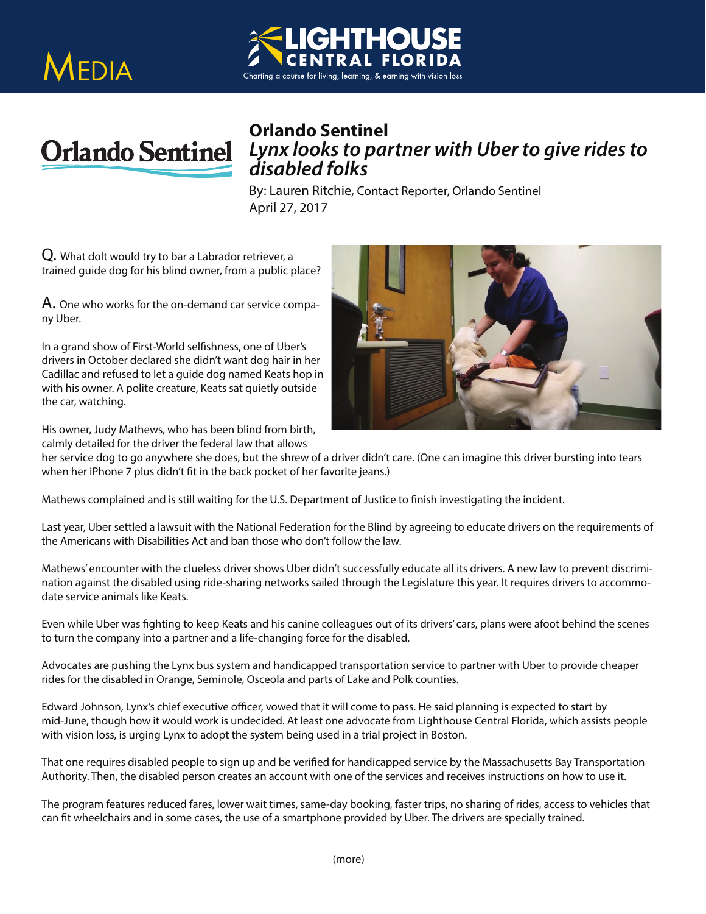# Media

**LIGHTHOUSE CENTRAL FLORIDA**
Charting a course for living, learning, & earning with vision loss

## Orlando Sentinel

### *Lynx looks to partner with Uber to give rides to disabled folks*

By: Lauren Ritchie, Contact Reporter, Orlando Sentinel
April 27, 2017

Q. What dolt would try to bar a Labrador retriever, a trained guide dog for his blind owner, from a public place?

A. One who works for the on-demand car service company Uber.

In a grand show of First-World selfishness, one of Uber's drivers in October declared she didn't want dog hair in her Cadillac and refused to let a guide dog named Keats hop in with his owner. A polite creature, Keats sat quietly outside the car, watching.

His owner, Judy Mathews, who has been blind from birth, calmly detailed for the driver the federal law that allows her service dog to go anywhere she does, but the shrew of a driver didn't care. (One can imagine this driver bursting into tears when her iPhone 7 plus didn't fit in the back pocket of her favorite jeans.)

Mathews complained and is still waiting for the U.S. Department of Justice to finish investigating the incident.

Last year, Uber settled a lawsuit with the National Federation for the Blind by agreeing to educate drivers on the requirements of the Americans with Disabilities Act and ban those who don't follow the law.

Mathews' encounter with the clueless driver shows Uber didn't successfully educate all its drivers. A new law to prevent discrimination against the disabled using ride-sharing networks sailed through the Legislature this year. It requires drivers to accommodate service animals like Keats.

Even while Uber was fighting to keep Keats and his canine colleagues out of its drivers' cars, plans were afoot behind the scenes to turn the company into a partner and a life-changing force for the disabled.

Advocates are pushing the Lynx bus system and handicapped transportation service to partner with Uber to provide cheaper rides for the disabled in Orange, Seminole, Osceola and parts of Lake and Polk counties.

Edward Johnson, Lynx's chief executive officer, vowed that it will come to pass. He said planning is expected to start by mid-June, though how it would work is undecided. At least one advocate from Lighthouse Central Florida, which assists people with vision loss, is urging Lynx to adopt the system being used in a trial project in Boston.

That one requires disabled people to sign up and be verified for handicapped service by the Massachusetts Bay Transportation Authority. Then, the disabled person creates an account with one of the services and receives instructions on how to use it.

The program features reduced fares, lower wait times, same-day booking, faster trips, no sharing of rides, access to vehicles that can fit wheelchairs and in some cases, the use of a smartphone provided by Uber. The drivers are specially trained.

(more)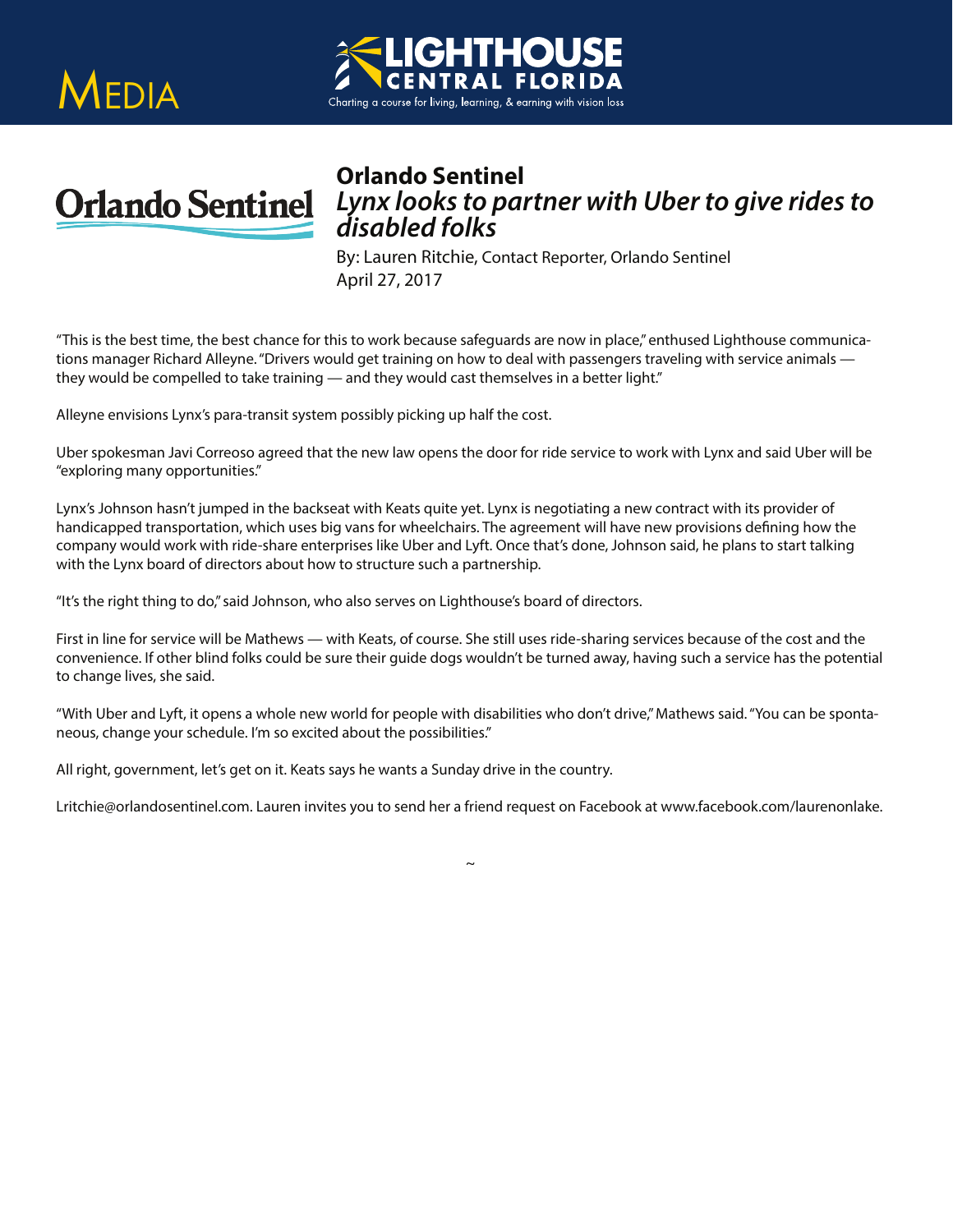# Orlando Sentinel

## *Lynx looks to partner with Uber to give rides to disabled folks*

By: Lauren Ritchie, Contact Reporter, Orlando Sentinel
April 27, 2017

"This is the best time, the best chance for this to work because safeguards are now in place," enthused Lighthouse communications manager Richard Alleyne. "Drivers would get training on how to deal with passengers traveling with service animals — they would be compelled to take training — and they would cast themselves in a better light."

Alleyne envisions Lynx's para-transit system possibly picking up half the cost.

Uber spokesman Javi Correoso agreed that the new law opens the door for ride service to work with Lynx and said Uber will be "exploring many opportunities."

Lynx's Johnson hasn't jumped in the backseat with Keats quite yet. Lynx is negotiating a new contract with its provider of handicapped transportation, which uses big vans for wheelchairs. The agreement will have new provisions defining how the company would work with ride-share enterprises like Uber and Lyft. Once that's done, Johnson said, he plans to start talking with the Lynx board of directors about how to structure such a partnership.

"It's the right thing to do," said Johnson, who also serves on Lighthouse's board of directors.

First in line for service will be Mathews — with Keats, of course. She still uses ride-sharing services because of the cost and the convenience. If other blind folks could be sure their guide dogs wouldn't be turned away, having such a service has the potential to change lives, she said.

"With Uber and Lyft, it opens a whole new world for people with disabilities who don't drive," Mathews said. "You can be spontaneous, change your schedule. I'm so excited about the possibilities."

All right, government, let's get on it. Keats says he wants a Sunday drive in the country.

Lritchie@orlandosentinel.com. Lauren invites you to send her a friend request on Facebook at www.facebook.com/laurenonlake.

~